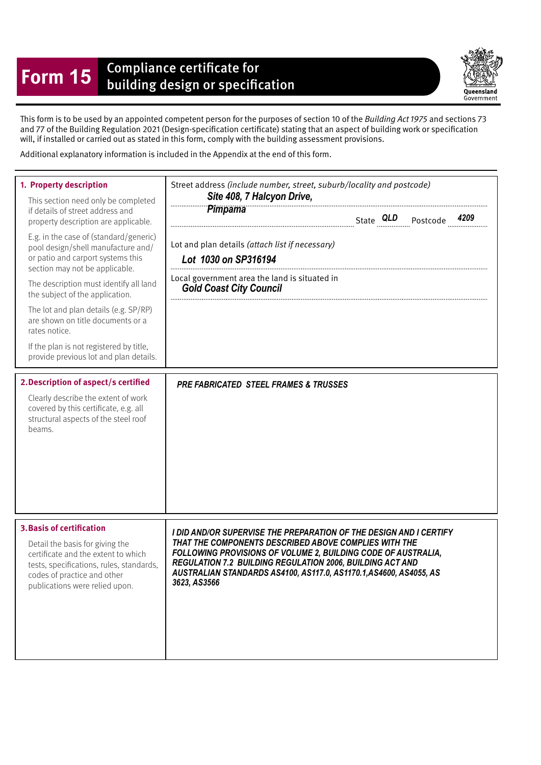# Form 15 Compliance certificate for building design or specification

Queensland Government

This form is to be used by an appointed competent person for the purposes of section 10 of the *Building Act 1975* and sections 73 and 77 of the Building Regulation 2021 (Design-specification certificate) stating that an aspect of building work or specification will, if installed or carried out as stated in this form, comply with the building assessment provisions.

Additional explanatory information is included in the Appendix at the end of this form.

| | |
|---|---|
| **1. Property description**<br><br>This section need only be completed if details of street address and property description are applicable.<br><br>E.g. in the case of (standard/generic) pool design/shell manufacture and/or patio and carport systems this section may not be applicable.<br><br>The description must identify all land the subject of the application.<br><br>The lot and plan details (e.g. SP/RP) are shown on title documents or a rates notice.<br><br>If the plan is not registered by title, provide previous lot and plan details. | Street address *(include number, street, suburb/locality and postcode)*<br>***Site 408, 7 Halcyon Drive, Pimpama***<br>State ***QLD*** Postcode ***4209***<br><br>Lot and plan details *(attach list if necessary)*<br>***Lot 1030 on SP316194***<br><br>Local government area the land is situated in<br>***Gold Coast City Council*** |
| **2. Description of aspect/s certified**<br><br>Clearly describe the extent of work covered by this certificate, e.g. all structural aspects of the steel roof beams. | ***PRE FABRICATED STEEL FRAMES & TRUSSES*** |
| **3. Basis of certification**<br><br>Detail the basis for giving the certificate and the extent to which tests, specifications, rules, standards, codes of practice and other publications were relied upon. | ***I DID AND/OR SUPERVISE THE PREPARATION OF THE DESIGN AND I CERTIFY THAT THE COMPONENTS DESCRIBED ABOVE COMPLIES WITH THE FOLLOWING PROVISIONS OF VOLUME 2, BUILDING CODE OF AUSTRALIA, REGULATION 7.2 BUILDING REGULATION 2006, BUILDING ACT AND AUSTRALIAN STANDARDS AS4100, AS117.0, AS1170.1,AS4600, AS4055, AS 3623, AS3566*** |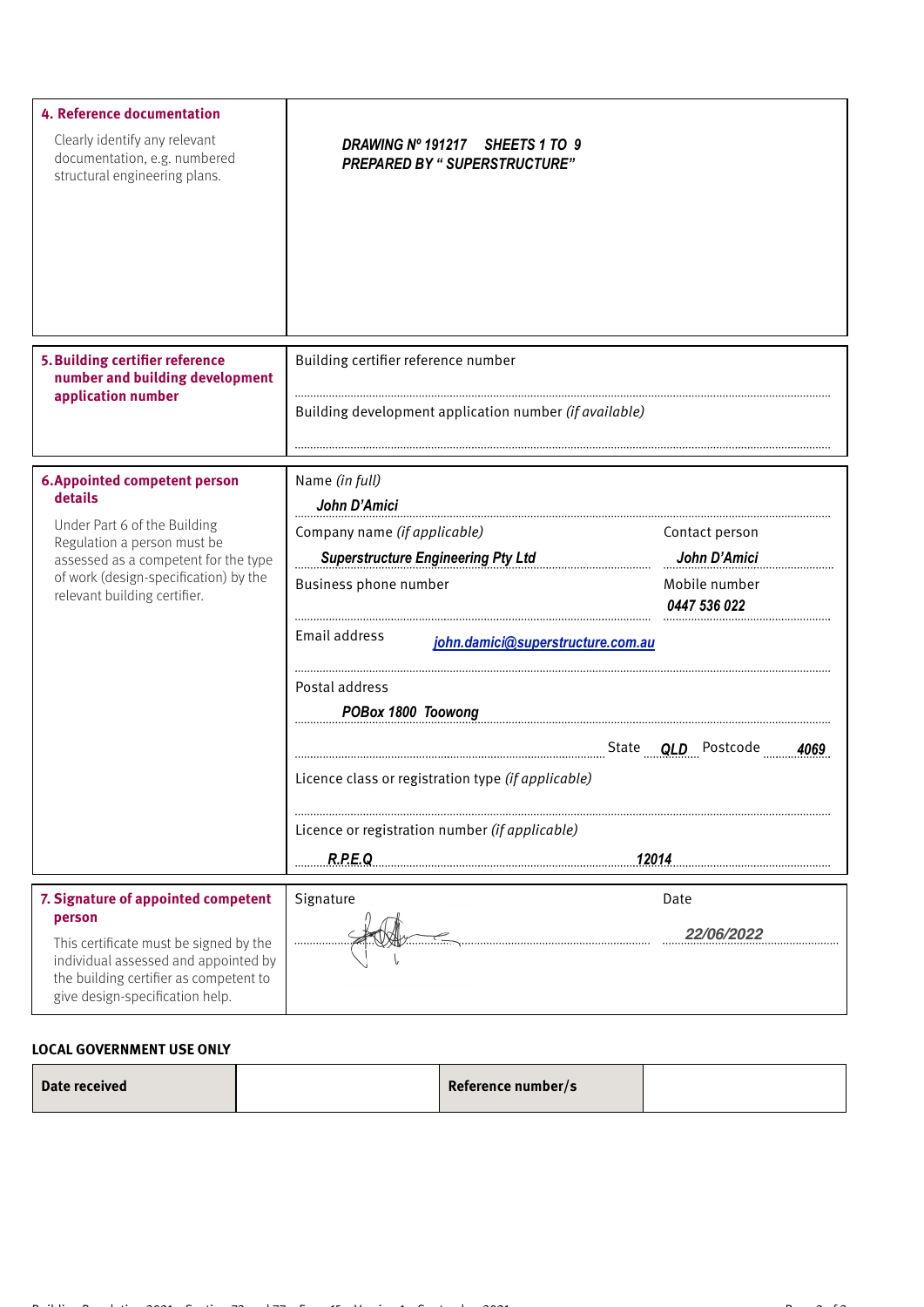| | |
|---|---|
| **4. Reference documentation**<br><br>Clearly identify any relevant documentation, e.g. numbered structural engineering plans. | ***DRAWING Nº 191217 SHEETS 1 TO 9***<br>***PREPARED BY " SUPERSTRUCTURE"*** |

| | |
|---|---|
| **5. Building certifier reference number and building development application number** | Building certifier reference number<br><br>Building development application number *(if available)* |

| | | |
|---|---|---|
| **6. Appointed competent person details**<br><br>Under Part 6 of the Building Regulation a person must be assessed as a competent for the type of work (design-specification) by the relevant building certifier. | Name *(in full)*<br>***John D'Amici*** | |
| | Company name *(if applicable)*<br>***Superstructure Engineering Pty Ltd*** | Contact person<br>***John D'Amici*** |
| | Business phone number | Mobile number<br>***0447 536 022*** |
| | Email address ***john.damici@superstructure.com.au*** | |
| | Postal address<br>***POBox 1800 Toowong*** | |
| | State ***QLD*** Postcode ***4069*** | |
| | Licence class or registration type *(if applicable)* | |
| | Licence or registration number *(if applicable)*<br>***R.P.E.Q*** ***12014*** | |

| | | |
|---|---|---|
| **7. Signature of appointed competent person**<br><br>This certificate must be signed by the individual assessed and appointed by the building certifier as competent to give design-specification help. | Signature<br>[signature] | Date<br>*22/06/2022* |

**LOCAL GOVERNMENT USE ONLY**

| | | | |
|---|---|---|---|
| **Date received** | | **Reference number/s** | |